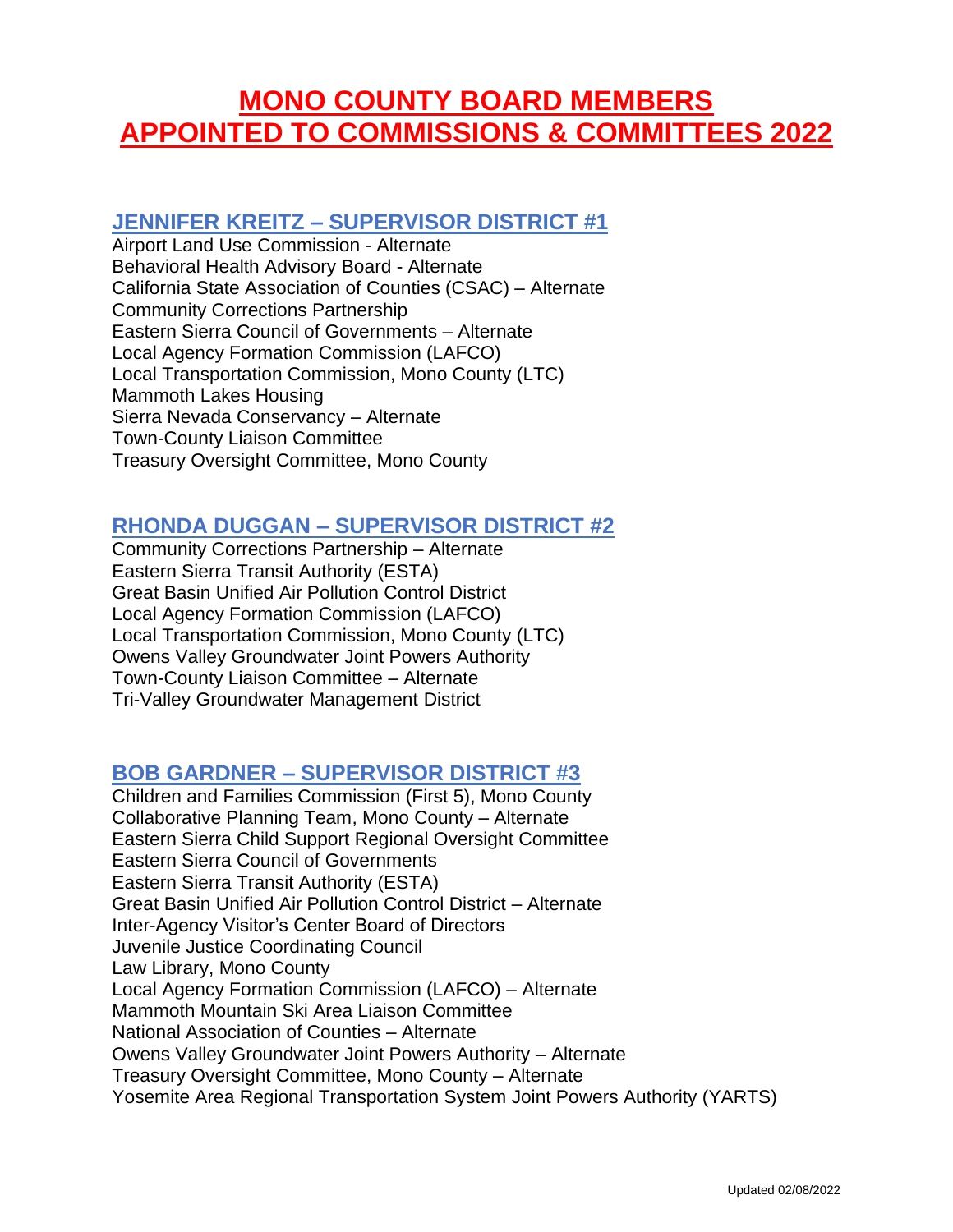# MONO COUNTY BOARD MEMBERS APPOINTED TO COMMISSIONS & COMMITTEES 2022

## JENNIFER KREITZ – SUPERVISOR DISTRICT #1

Airport Land Use Commission - Alternate
Behavioral Health Advisory Board - Alternate
California State Association of Counties (CSAC) – Alternate
Community Corrections Partnership
Eastern Sierra Council of Governments – Alternate
Local Agency Formation Commission (LAFCO)
Local Transportation Commission, Mono County (LTC)
Mammoth Lakes Housing
Sierra Nevada Conservancy – Alternate
Town-County Liaison Committee
Treasury Oversight Committee, Mono County

## RHONDA DUGGAN – SUPERVISOR DISTRICT #2

Community Corrections Partnership – Alternate
Eastern Sierra Transit Authority (ESTA)
Great Basin Unified Air Pollution Control District
Local Agency Formation Commission (LAFCO)
Local Transportation Commission, Mono County (LTC)
Owens Valley Groundwater Joint Powers Authority
Town-County Liaison Committee – Alternate
Tri-Valley Groundwater Management District

## BOB GARDNER – SUPERVISOR DISTRICT #3

Children and Families Commission (First 5), Mono County
Collaborative Planning Team, Mono County – Alternate
Eastern Sierra Child Support Regional Oversight Committee
Eastern Sierra Council of Governments
Eastern Sierra Transit Authority (ESTA)
Great Basin Unified Air Pollution Control District – Alternate
Inter-Agency Visitor's Center Board of Directors
Juvenile Justice Coordinating Council
Law Library, Mono County
Local Agency Formation Commission (LAFCO) – Alternate
Mammoth Mountain Ski Area Liaison Committee
National Association of Counties – Alternate
Owens Valley Groundwater Joint Powers Authority – Alternate
Treasury Oversight Committee, Mono County – Alternate
Yosemite Area Regional Transportation System Joint Powers Authority (YARTS)

Updated 02/08/2022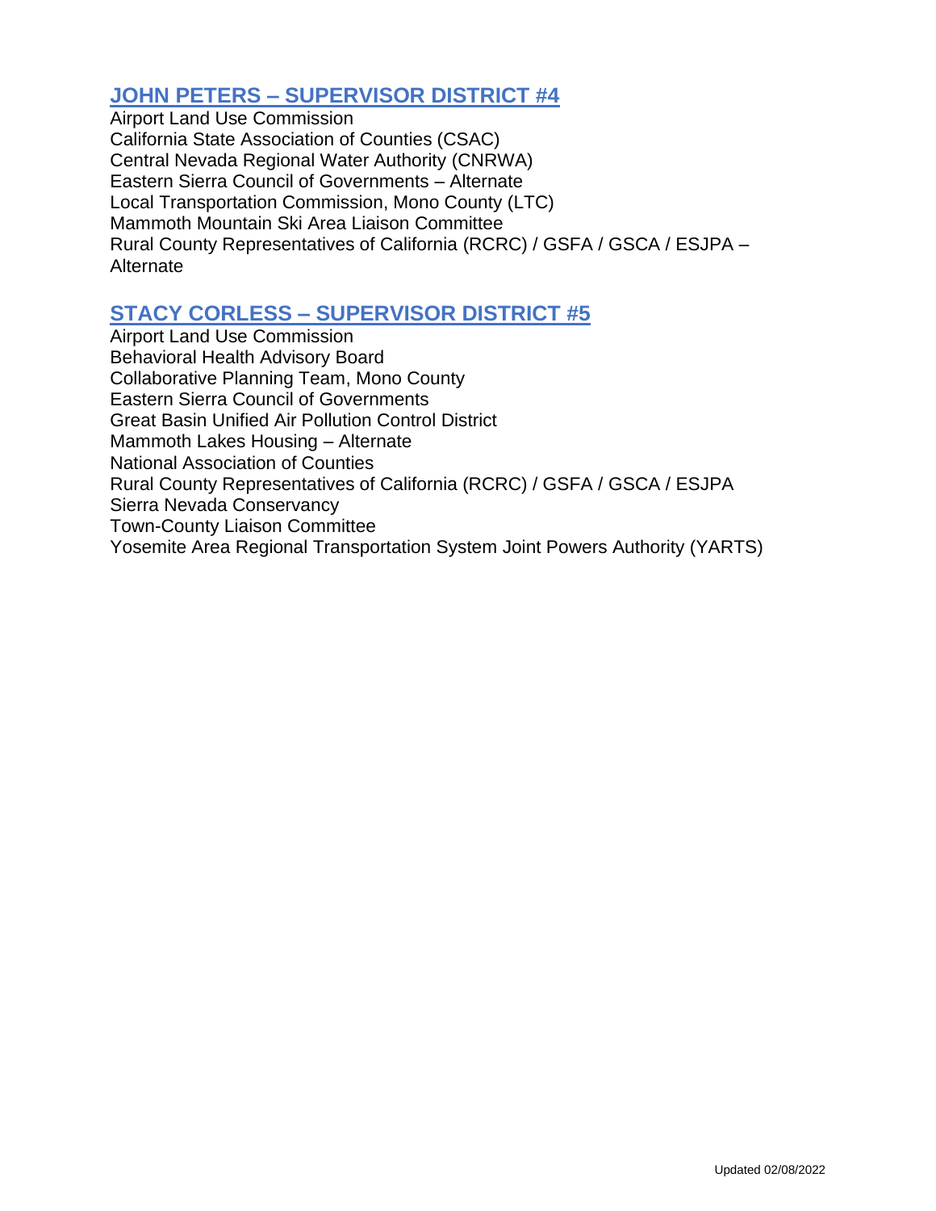## JOHN PETERS – SUPERVISOR DISTRICT #4

Airport Land Use Commission
California State Association of Counties (CSAC)
Central Nevada Regional Water Authority (CNRWA)
Eastern Sierra Council of Governments – Alternate
Local Transportation Commission, Mono County (LTC)
Mammoth Mountain Ski Area Liaison Committee
Rural County Representatives of California (RCRC) / GSFA / GSCA / ESJPA – Alternate

## STACY CORLESS – SUPERVISOR DISTRICT #5

Airport Land Use Commission
Behavioral Health Advisory Board
Collaborative Planning Team, Mono County
Eastern Sierra Council of Governments
Great Basin Unified Air Pollution Control District
Mammoth Lakes Housing – Alternate
National Association of Counties
Rural County Representatives of California (RCRC) / GSFA / GSCA / ESJPA
Sierra Nevada Conservancy
Town-County Liaison Committee
Yosemite Area Regional Transportation System Joint Powers Authority (YARTS)

Updated 02/08/2022